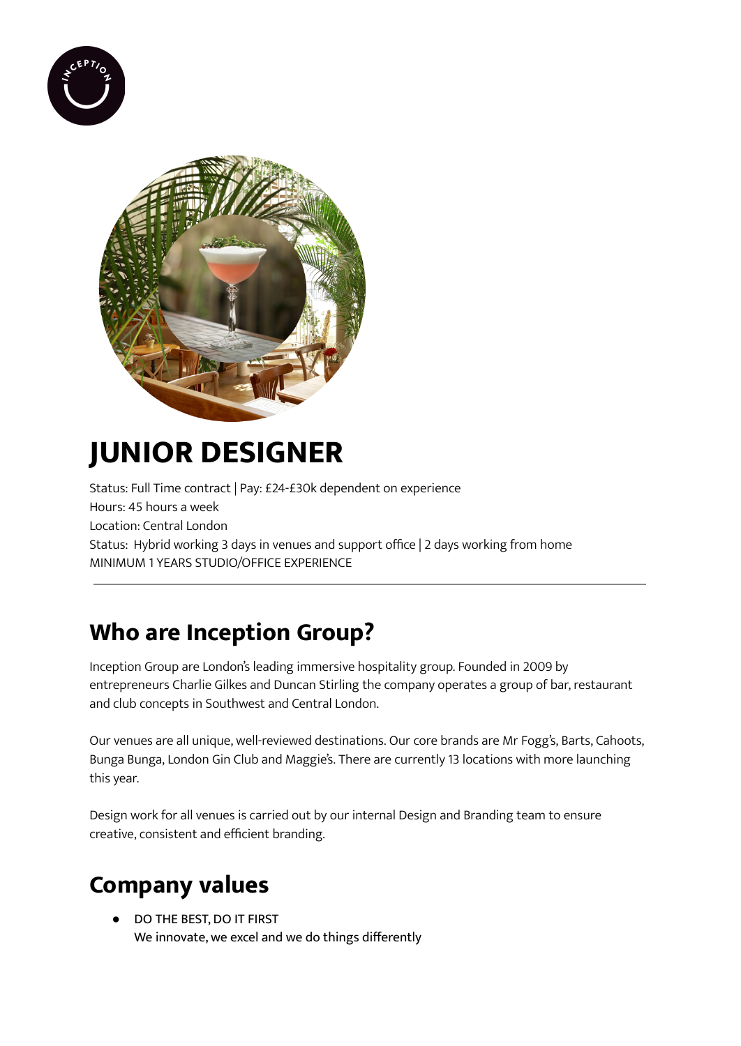# JUNIOR DESIGNER

Status: Full Time contract | Pay: £24-£30k dependent on experience
Hours: 45 hours a week
Location: Central London
Status: Hybrid working 3 days in venues and support office | 2 days working from home
MINIMUM 1 YEARS STUDIO/OFFICE EXPERIENCE

---

## Who are Inception Group?

Inception Group are London's leading immersive hospitality group. Founded in 2009 by entrepreneurs Charlie Gilkes and Duncan Stirling the company operates a group of bar, restaurant and club concepts in Southwest and Central London.

Our venues are all unique, well-reviewed destinations. Our core brands are Mr Fogg's, Barts, Cahoots, Bunga Bunga, London Gin Club and Maggie's. There are currently 13 locations with more launching this year.

Design work for all venues is carried out by our internal Design and Branding team to ensure creative, consistent and efficient branding.

## Company values

- DO THE BEST, DO IT FIRST
  We innovate, we excel and we do things differently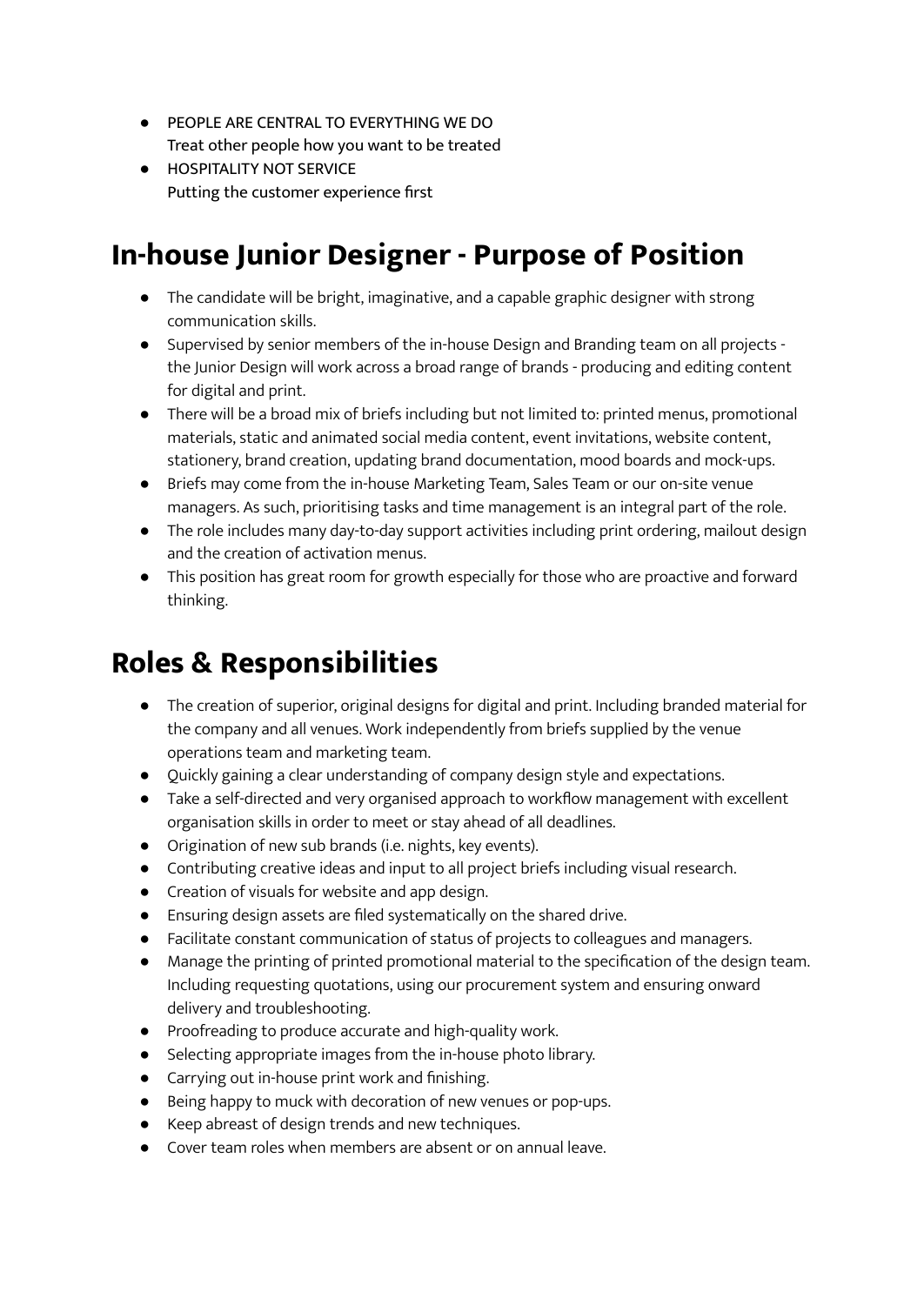- PEOPLE ARE CENTRAL TO EVERYTHING WE DO
  Treat other people how you want to be treated
- HOSPITALITY NOT SERVICE
  Putting the customer experience first

# In-house Junior Designer - Purpose of Position

- The candidate will be bright, imaginative, and a capable graphic designer with strong communication skills.
- Supervised by senior members of the in-house Design and Branding team on all projects - the Junior Design will work across a broad range of brands - producing and editing content for digital and print.
- There will be a broad mix of briefs including but not limited to: printed menus, promotional materials, static and animated social media content, event invitations, website content, stationery, brand creation, updating brand documentation, mood boards and mock-ups.
- Briefs may come from the in-house Marketing Team, Sales Team or our on-site venue managers. As such, prioritising tasks and time management is an integral part of the role.
- The role includes many day-to-day support activities including print ordering, mailout design and the creation of activation menus.
- This position has great room for growth especially for those who are proactive and forward thinking.

# Roles & Responsibilities

- The creation of superior, original designs for digital and print. Including branded material for the company and all venues. Work independently from briefs supplied by the venue operations team and marketing team.
- Quickly gaining a clear understanding of company design style and expectations.
- Take a self-directed and very organised approach to workflow management with excellent organisation skills in order to meet or stay ahead of all deadlines.
- Origination of new sub brands (i.e. nights, key events).
- Contributing creative ideas and input to all project briefs including visual research.
- Creation of visuals for website and app design.
- Ensuring design assets are filed systematically on the shared drive.
- Facilitate constant communication of status of projects to colleagues and managers.
- Manage the printing of printed promotional material to the specification of the design team. Including requesting quotations, using our procurement system and ensuring onward delivery and troubleshooting.
- Proofreading to produce accurate and high-quality work.
- Selecting appropriate images from the in-house photo library.
- Carrying out in-house print work and finishing.
- Being happy to muck with decoration of new venues or pop-ups.
- Keep abreast of design trends and new techniques.
- Cover team roles when members are absent or on annual leave.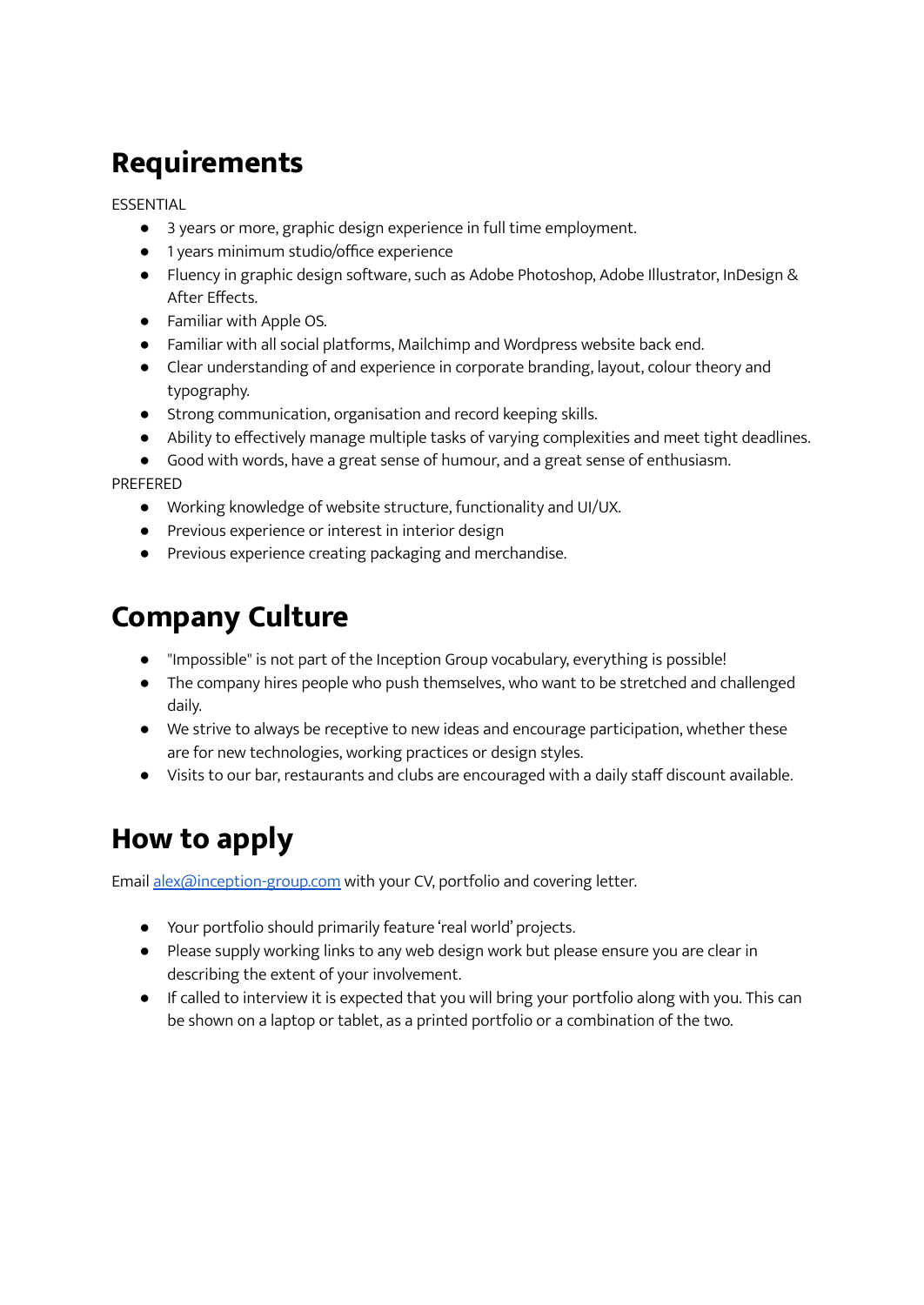## Requirements

ESSENTIAL

- 3 years or more, graphic design experience in full time employment.
- 1 years minimum studio/office experience
- Fluency in graphic design software, such as Adobe Photoshop, Adobe Illustrator, InDesign & After Effects.
- Familiar with Apple OS.
- Familiar with all social platforms, Mailchimp and Wordpress website back end.
- Clear understanding of and experience in corporate branding, layout, colour theory and typography.
- Strong communication, organisation and record keeping skills.
- Ability to effectively manage multiple tasks of varying complexities and meet tight deadlines.
- Good with words, have a great sense of humour, and a great sense of enthusiasm.

PREFERED

- Working knowledge of website structure, functionality and UI/UX.
- Previous experience or interest in interior design
- Previous experience creating packaging and merchandise.

## Company Culture

- "Impossible" is not part of the Inception Group vocabulary, everything is possible!
- The company hires people who push themselves, who want to be stretched and challenged daily.
- We strive to always be receptive to new ideas and encourage participation, whether these are for new technologies, working practices or design styles.
- Visits to our bar, restaurants and clubs are encouraged with a daily staff discount available.

## How to apply

Email [alex@inception-group.com](mailto:alex@inception-group.com) with your CV, portfolio and covering letter.

- Your portfolio should primarily feature 'real world' projects.
- Please supply working links to any web design work but please ensure you are clear in describing the extent of your involvement.
- If called to interview it is expected that you will bring your portfolio along with you. This can be shown on a laptop or tablet, as a printed portfolio or a combination of the two.